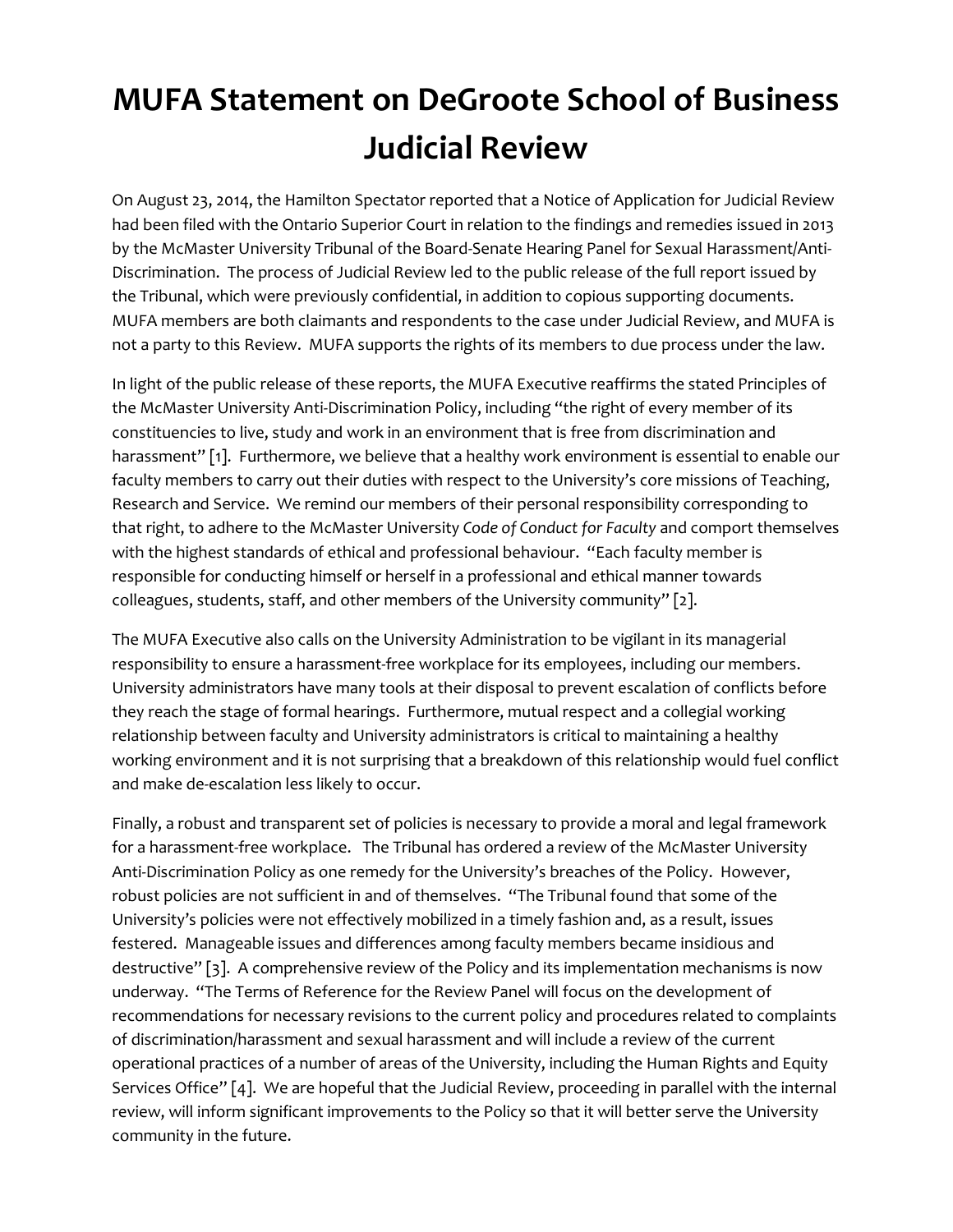# MUFA Statement on DeGroote School of Business Judicial Review

On August 23, 2014, the Hamilton Spectator reported that a Notice of Application for Judicial Review had been filed with the Ontario Superior Court in relation to the findings and remedies issued in 2013 by the McMaster University Tribunal of the Board-Senate Hearing Panel for Sexual Harassment/Anti-Discrimination. The process of Judicial Review led to the public release of the full report issued by the Tribunal, which were previously confidential, in addition to copious supporting documents. MUFA members are both claimants and respondents to the case under Judicial Review, and MUFA is not a party to this Review. MUFA supports the rights of its members to due process under the law.

In light of the public release of these reports, the MUFA Executive reaffirms the stated Principles of the McMaster University Anti-Discrimination Policy, including "the right of every member of its constituencies to live, study and work in an environment that is free from discrimination and harassment" [1]. Furthermore, we believe that a healthy work environment is essential to enable our faculty members to carry out their duties with respect to the University's core missions of Teaching, Research and Service. We remind our members of their personal responsibility corresponding to that right, to adhere to the McMaster University *Code of Conduct for Faculty* and comport themselves with the highest standards of ethical and professional behaviour. "Each faculty member is responsible for conducting himself or herself in a professional and ethical manner towards colleagues, students, staff, and other members of the University community" [2].

The MUFA Executive also calls on the University Administration to be vigilant in its managerial responsibility to ensure a harassment-free workplace for its employees, including our members. University administrators have many tools at their disposal to prevent escalation of conflicts before they reach the stage of formal hearings. Furthermore, mutual respect and a collegial working relationship between faculty and University administrators is critical to maintaining a healthy working environment and it is not surprising that a breakdown of this relationship would fuel conflict and make de-escalation less likely to occur.

Finally, a robust and transparent set of policies is necessary to provide a moral and legal framework for a harassment-free workplace. The Tribunal has ordered a review of the McMaster University Anti-Discrimination Policy as one remedy for the University's breaches of the Policy. However, robust policies are not sufficient in and of themselves. "The Tribunal found that some of the University's policies were not effectively mobilized in a timely fashion and, as a result, issues festered. Manageable issues and differences among faculty members became insidious and destructive" [3]. A comprehensive review of the Policy and its implementation mechanisms is now underway. "The Terms of Reference for the Review Panel will focus on the development of recommendations for necessary revisions to the current policy and procedures related to complaints of discrimination/harassment and sexual harassment and will include a review of the current operational practices of a number of areas of the University, including the Human Rights and Equity Services Office" [4]. We are hopeful that the Judicial Review, proceeding in parallel with the internal review, will inform significant improvements to the Policy so that it will better serve the University community in the future.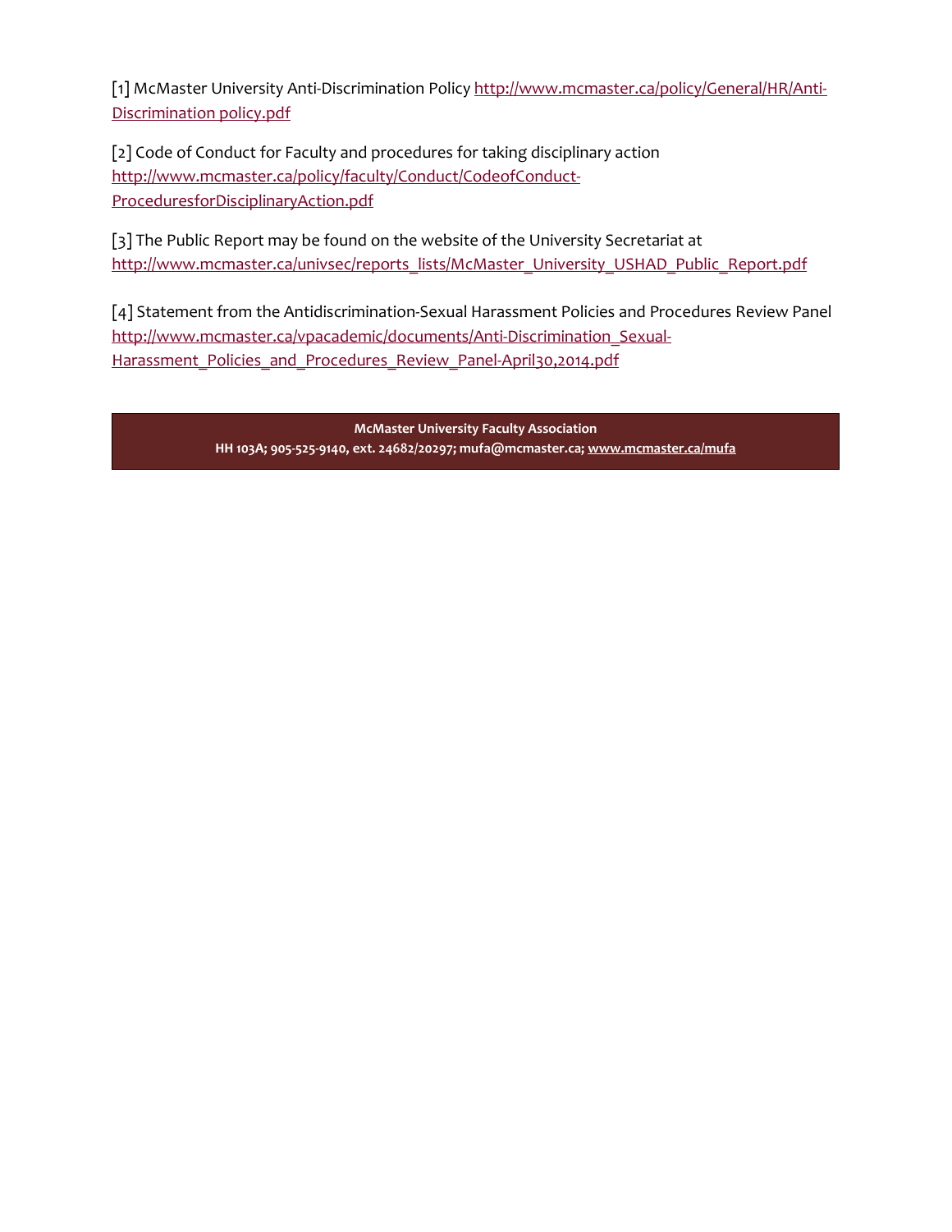[1] McMaster University Anti-Discrimination Policy http://www.mcmaster.ca/policy/General/HR/Anti-Discrimination policy.pdf

[2] Code of Conduct for Faculty and procedures for taking disciplinary action http://www.mcmaster.ca/policy/faculty/Conduct/CodeofConduct-ProceduresforDisciplinaryAction.pdf

[3] The Public Report may be found on the website of the University Secretariat at http://www.mcmaster.ca/univsec/reports_lists/McMaster_University_USHAD_Public_Report.pdf

[4] Statement from the Antidiscrimination-Sexual Harassment Policies and Procedures Review Panel http://www.mcmaster.ca/vpacademic/documents/Anti-Discrimination_Sexual-Harassment_Policies_and_Procedures_Review_Panel-April30,2014.pdf

**McMaster University Faculty Association**
**HH 103A; 905-525-9140, ext. 24682/20297; mufa@mcmaster.ca; www.mcmaster.ca/mufa**